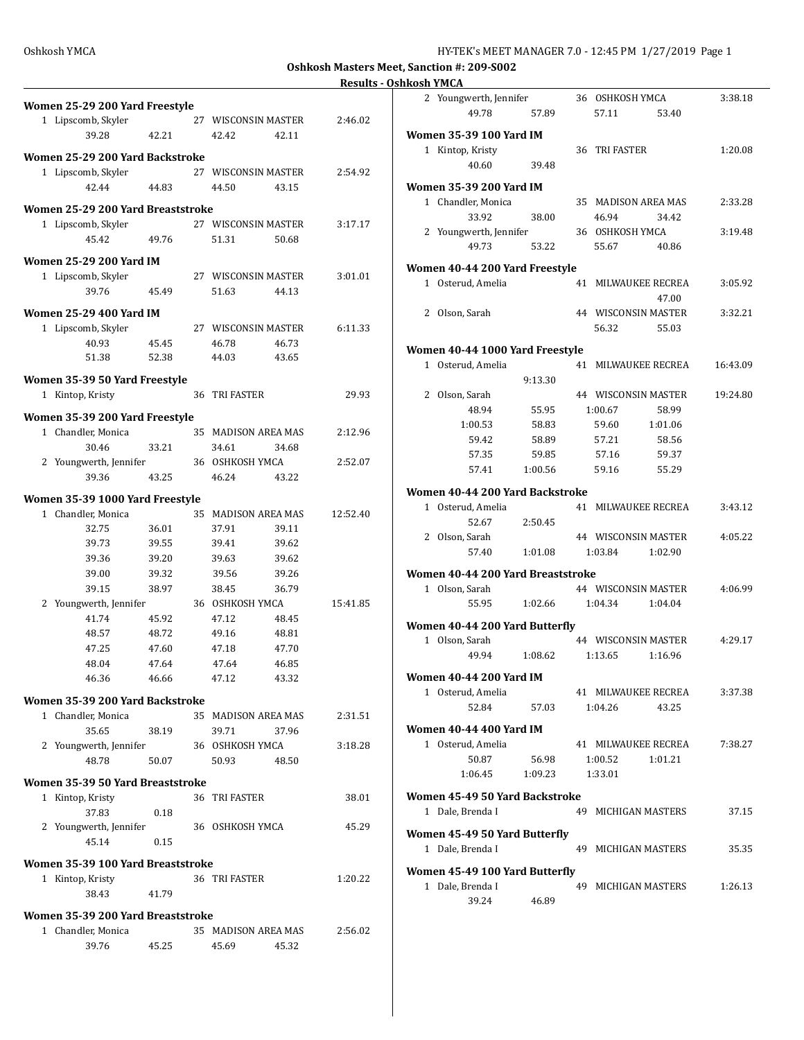**Oshkosh Masters Meet, Sanction #: 209-S002**

**Results - Oshkosh YMCA**

### Women 25-29 200 Yard Freestyle

| | Name | Age | Team | Finals Time |
|---|---|---|---|---|
| 1 | Lipscomb, Skyler | 27 | WISCONSIN MASTER | 2:46.02 |
| | 39.28 | 42.21 | 42.42 | 42.11 |

### Women 25-29 200 Yard Backstroke

| | Name | Age | Team | Finals Time |
|---|---|---|---|---|
| 1 | Lipscomb, Skyler | 27 | WISCONSIN MASTER | 2:54.92 |
| | 42.44 | 44.83 | 44.50 | 43.15 |

### Women 25-29 200 Yard Breaststroke

| | Name | Age | Team | Finals Time |
|---|---|---|---|---|
| 1 | Lipscomb, Skyler | 27 | WISCONSIN MASTER | 3:17.17 |
| | 45.42 | 49.76 | 51.31 | 50.68 |

### Women 25-29 200 Yard IM

| | Name | Age | Team | Finals Time |
|---|---|---|---|---|
| 1 | Lipscomb, Skyler | 27 | WISCONSIN MASTER | 3:01.01 |
| | 39.76 | 45.49 | 51.63 | 44.13 |

### Women 25-29 400 Yard IM

| | Name | Age | Team | Finals Time |
|---|---|---|---|---|
| 1 | Lipscomb, Skyler | 27 | WISCONSIN MASTER | 6:11.33 |
| | 40.93 | 45.45 | 46.78 | 46.73 |
| | 51.38 | 52.38 | 44.03 | 43.65 |

### Women 35-39 50 Yard Freestyle

| | Name | Age | Team | Finals Time |
|---|---|---|---|---|
| 1 | Kintop, Kristy | 36 | TRI FASTER | 29.93 |

### Women 35-39 200 Yard Freestyle

| | Name | Age | Team | Finals Time |
|---|---|---|---|---|
| 1 | Chandler, Monica | 35 | MADISON AREA MAS | 2:12.96 |
| | 30.46 | 33.21 | 34.61 | 34.68 |
| 2 | Youngwerth, Jennifer | 36 | OSHKOSH YMCA | 2:52.07 |
| | 39.36 | 43.25 | 46.24 | 43.22 |

### Women 35-39 1000 Yard Freestyle

| | Name | Age | Team | Finals Time |
|---|---|---|---|---|
| 1 | Chandler, Monica | 35 | MADISON AREA MAS | 12:52.40 |
| | 32.75 | 36.01 | 37.91 | 39.11 |
| | 39.73 | 39.55 | 39.41 | 39.62 |
| | 39.36 | 39.20 | 39.63 | 39.62 |
| | 39.00 | 39.32 | 39.56 | 39.26 |
| | 39.15 | 38.97 | 38.45 | 36.79 |
| 2 | Youngwerth, Jennifer | 36 | OSHKOSH YMCA | 15:41.85 |
| | 41.74 | 45.92 | 47.12 | 48.45 |
| | 48.57 | 48.72 | 49.16 | 48.81 |
| | 47.25 | 47.60 | 47.18 | 47.70 |
| | 48.04 | 47.64 | 47.64 | 46.85 |
| | 46.36 | 46.66 | 47.12 | 43.32 |

### Women 35-39 200 Yard Backstroke

| | Name | Age | Team | Finals Time |
|---|---|---|---|---|
| 1 | Chandler, Monica | 35 | MADISON AREA MAS | 2:31.51 |
| | 35.65 | 38.19 | 39.71 | 37.96 |
| 2 | Youngwerth, Jennifer | 36 | OSHKOSH YMCA | 3:18.28 |
| | 48.78 | 50.07 | 50.93 | 48.50 |

### Women 35-39 50 Yard Breaststroke

| | Name | Age | Team | Finals Time |
|---|---|---|---|---|
| 1 | Kintop, Kristy | 36 | TRI FASTER | 38.01 |
| | 37.83 | 0.18 | | |
| 2 | Youngwerth, Jennifer | 36 | OSHKOSH YMCA | 45.29 |
| | 45.14 | 0.15 | | |

### Women 35-39 100 Yard Breaststroke

| | Name | Age | Team | Finals Time |
|---|---|---|---|---|
| 1 | Kintop, Kristy | 36 | TRI FASTER | 1:20.22 |
| | 38.43 | 41.79 | | |

### Women 35-39 200 Yard Breaststroke

| | Name | Age | Team | Finals Time |
|---|---|---|---|---|
| 1 | Chandler, Monica | 35 | MADISON AREA MAS | 2:56.02 |
| | 39.76 | 45.25 | 45.69 | 45.32 |
| 2 | Youngwerth, Jennifer | 36 | OSHKOSH YMCA | 3:38.18 |
| | 49.78 | 57.89 | 57.11 | 53.40 |

### Women 35-39 100 Yard IM

| | Name | Age | Team | Finals Time |
|---|---|---|---|---|
| 1 | Kintop, Kristy | 36 | TRI FASTER | 1:20.08 |
| | 40.60 | 39.48 | | |

### Women 35-39 200 Yard IM

| | Name | Age | Team | Finals Time |
|---|---|---|---|---|
| 1 | Chandler, Monica | 35 | MADISON AREA MAS | 2:33.28 |
| | 33.92 | 38.00 | 46.94 | 34.42 |
| 2 | Youngwerth, Jennifer | 36 | OSHKOSH YMCA | 3:19.48 |
| | 49.73 | 53.22 | 55.67 | 40.86 |

### Women 40-44 200 Yard Freestyle

| | Name | Age | Team | Finals Time |
|---|---|---|---|---|
| 1 | Osterud, Amelia | 41 | MILWAUKEE RECREA | 3:05.92 |
| | | | | 47.00 |
| 2 | Olson, Sarah | 44 | WISCONSIN MASTER | 3:32.21 |
| | | | 56.32 | 55.03 |

### Women 40-44 1000 Yard Freestyle

| | Name | Age | Team | Finals Time |
|---|---|---|---|---|
| 1 | Osterud, Amelia | 41 | MILWAUKEE RECREA | 16:43.09 |
| | | 9:13.30 | | |
| 2 | Olson, Sarah | 44 | WISCONSIN MASTER | 19:24.80 |
| | 48.94 | 55.95 | 1:00.67 | 58.99 |
| | 1:00.53 | 58.83 | 59.60 | 1:01.06 |
| | 59.42 | 58.89 | 57.21 | 58.56 |
| | 57.35 | 59.85 | 57.16 | 59.37 |
| | 57.41 | 1:00.56 | 59.16 | 55.29 |

### Women 40-44 200 Yard Backstroke

| | Name | Age | Team | Finals Time |
|---|---|---|---|---|
| 1 | Osterud, Amelia | 41 | MILWAUKEE RECREA | 3:43.12 |
| | 52.67 | 2:50.45 | | |
| 2 | Olson, Sarah | 44 | WISCONSIN MASTER | 4:05.22 |
| | 57.40 | 1:01.08 | 1:03.84 | 1:02.90 |

### Women 40-44 200 Yard Breaststroke

| | Name | Age | Team | Finals Time |
|---|---|---|---|---|
| 1 | Olson, Sarah | 44 | WISCONSIN MASTER | 4:06.99 |
| | 55.95 | 1:02.66 | 1:04.34 | 1:04.04 |

### Women 40-44 200 Yard Butterfly

| | Name | Age | Team | Finals Time |
|---|---|---|---|---|
| 1 | Olson, Sarah | 44 | WISCONSIN MASTER | 4:29.17 |
| | 49.94 | 1:08.62 | 1:13.65 | 1:16.96 |

### Women 40-44 200 Yard IM

| | Name | Age | Team | Finals Time |
|---|---|---|---|---|
| 1 | Osterud, Amelia | 41 | MILWAUKEE RECREA | 3:37.38 |
| | 52.84 | 57.03 | 1:04.26 | 43.25 |

### Women 40-44 400 Yard IM

| | Name | Age | Team | Finals Time |
|---|---|---|---|---|
| 1 | Osterud, Amelia | 41 | MILWAUKEE RECREA | 7:38.27 |
| | 50.87 | 56.98 | 1:00.52 | 1:01.21 |
| | 1:06.45 | 1:09.23 | 1:33.01 | |

### Women 45-49 50 Yard Backstroke

| | Name | Age | Team | Finals Time |
|---|---|---|---|---|
| 1 | Dale, Brenda I | 49 | MICHIGAN MASTERS | 37.15 |

### Women 45-49 50 Yard Butterfly

| | Name | Age | Team | Finals Time |
|---|---|---|---|---|
| 1 | Dale, Brenda I | 49 | MICHIGAN MASTERS | 35.35 |

### Women 45-49 100 Yard Butterfly

| | Name | Age | Team | Finals Time |
|---|---|---|---|---|
| 1 | Dale, Brenda I | 49 | MICHIGAN MASTERS | 1:26.13 |
| | 39.24 | 46.89 | | |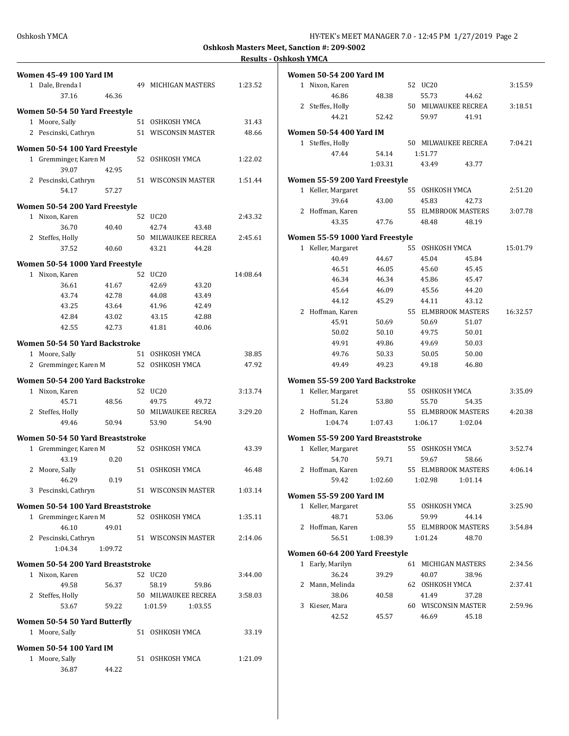**Oshkosh Masters Meet, Sanction #: 209-S002**

**Results - Oshkosh YMCA**

**Women 45-49 100 Yard IM**

| Place | Name | Age | Team | Time |
|---|---|---|---|---|
| 1 | Dale, Brenda I | 49 | MICHIGAN MASTERS | 1:23.52 |
| | 37.16 46.36 | | | |

**Women 50-54 50 Yard Freestyle**

| Place | Name | Age | Team | Time |
|---|---|---|---|---|
| 1 | Moore, Sally | 51 | OSHKOSH YMCA | 31.43 |
| 2 | Pescinski, Cathryn | 51 | WISCONSIN MASTER | 48.66 |

**Women 50-54 100 Yard Freestyle**

| Place | Name | Age | Team | Time |
|---|---|---|---|---|
| 1 | Gremminger, Karen M | 52 | OSHKOSH YMCA | 1:22.02 |
| | 39.07 42.95 | | | |
| 2 | Pescinski, Cathryn | 51 | WISCONSIN MASTER | 1:51.44 |
| | 54.17 57.27 | | | |

**Women 50-54 200 Yard Freestyle**

| Place | Name | Age | Team | Time |
|---|---|---|---|---|
| 1 | Nixon, Karen | 52 | UC20 | 2:43.32 |
| | 36.70 40.40 42.74 43.48 | | | |
| 2 | Steffes, Holly | 50 | MILWAUKEE RECREA | 2:45.61 |
| | 37.52 40.60 43.21 44.28 | | | |

**Women 50-54 1000 Yard Freestyle**

| Place | Name | Age | Team | Time |
|---|---|---|---|---|
| 1 | Nixon, Karen | 52 | UC20 | 14:08.64 |
| | 36.61 41.67 42.69 43.20 | | | |
| | 43.74 42.78 44.08 43.49 | | | |
| | 43.25 43.64 41.96 42.49 | | | |
| | 42.84 43.02 43.15 42.88 | | | |
| | 42.55 42.73 41.81 40.06 | | | |

**Women 50-54 50 Yard Backstroke**

| Place | Name | Age | Team | Time |
|---|---|---|---|---|
| 1 | Moore, Sally | 51 | OSHKOSH YMCA | 38.85 |
| 2 | Gremminger, Karen M | 52 | OSHKOSH YMCA | 47.92 |

**Women 50-54 200 Yard Backstroke**

| Place | Name | Age | Team | Time |
|---|---|---|---|---|
| 1 | Nixon, Karen | 52 | UC20 | 3:13.74 |
| | 45.71 48.56 49.75 49.72 | | | |
| 2 | Steffes, Holly | 50 | MILWAUKEE RECREA | 3:29.20 |
| | 49.46 50.94 53.90 54.90 | | | |

**Women 50-54 50 Yard Breaststroke**

| Place | Name | Age | Team | Time |
|---|---|---|---|---|
| 1 | Gremminger, Karen M | 52 | OSHKOSH YMCA | 43.39 |
| | 43.19 0.20 | | | |
| 2 | Moore, Sally | 51 | OSHKOSH YMCA | 46.48 |
| | 46.29 0.19 | | | |
| 3 | Pescinski, Cathryn | 51 | WISCONSIN MASTER | 1:03.14 |

**Women 50-54 100 Yard Breaststroke**

| Place | Name | Age | Team | Time |
|---|---|---|---|---|
| 1 | Gremminger, Karen M | 52 | OSHKOSH YMCA | 1:35.11 |
| | 46.10 49.01 | | | |
| 2 | Pescinski, Cathryn | 51 | WISCONSIN MASTER | 2:14.06 |
| | 1:04.34 1:09.72 | | | |

**Women 50-54 200 Yard Breaststroke**

| Place | Name | Age | Team | Time |
|---|---|---|---|---|
| 1 | Nixon, Karen | 52 | UC20 | 3:44.00 |
| | 49.58 56.37 58.19 59.86 | | | |
| 2 | Steffes, Holly | 50 | MILWAUKEE RECREA | 3:58.03 |
| | 53.67 59.22 1:01.59 1:03.55 | | | |

**Women 50-54 50 Yard Butterfly**

| Place | Name | Age | Team | Time |
|---|---|---|---|---|
| 1 | Moore, Sally | 51 | OSHKOSH YMCA | 33.19 |

**Women 50-54 100 Yard IM**

| Place | Name | Age | Team | Time |
|---|---|---|---|---|
| 1 | Moore, Sally | 51 | OSHKOSH YMCA | 1:21.09 |
| | 36.87 44.22 | | | |

**Women 50-54 200 Yard IM**

| Place | Name | Age | Team | Time |
|---|---|---|---|---|
| 1 | Nixon, Karen | 52 | UC20 | 3:15.59 |
| | 46.86 48.38 55.73 44.62 | | | |
| 2 | Steffes, Holly | 50 | MILWAUKEE RECREA | 3:18.51 |
| | 44.21 52.42 59.97 41.91 | | | |

**Women 50-54 400 Yard IM**

| Place | Name | Age | Team | Time |
|---|---|---|---|---|
| 1 | Steffes, Holly | 50 | MILWAUKEE RECREA | 7:04.21 |
| | 47.44 54.14 1:51.77 | | | |
| | 1:03.31 43.49 43.77 | | | |

**Women 55-59 200 Yard Freestyle**

| Place | Name | Age | Team | Time |
|---|---|---|---|---|
| 1 | Keller, Margaret | 55 | OSHKOSH YMCA | 2:51.20 |
| | 39.64 43.00 45.83 42.73 | | | |
| 2 | Hoffman, Karen | 55 | ELMBROOK MASTERS | 3:07.78 |
| | 43.35 47.76 48.48 48.19 | | | |

**Women 55-59 1000 Yard Freestyle**

| Place | Name | Age | Team | Time |
|---|---|---|---|---|
| 1 | Keller, Margaret | 55 | OSHKOSH YMCA | 15:01.79 |
| | 40.49 44.67 45.04 45.84 | | | |
| | 46.51 46.05 45.60 45.45 | | | |
| | 46.34 46.34 45.86 45.47 | | | |
| | 45.64 46.09 45.56 44.20 | | | |
| | 44.12 45.29 44.11 43.12 | | | |
| 2 | Hoffman, Karen | 55 | ELMBROOK MASTERS | 16:32.57 |
| | 45.91 50.69 50.69 51.07 | | | |
| | 50.02 50.10 49.75 50.01 | | | |
| | 49.91 49.86 49.69 50.03 | | | |
| | 49.76 50.33 50.05 50.00 | | | |
| | 49.49 49.23 49.18 46.80 | | | |

**Women 55-59 200 Yard Backstroke**

| Place | Name | Age | Team | Time |
|---|---|---|---|---|
| 1 | Keller, Margaret | 55 | OSHKOSH YMCA | 3:35.09 |
| | 51.24 53.80 55.70 54.35 | | | |
| 2 | Hoffman, Karen | 55 | ELMBROOK MASTERS | 4:20.38 |
| | 1:04.74 1:07.43 1:06.17 1:02.04 | | | |

**Women 55-59 200 Yard Breaststroke**

| Place | Name | Age | Team | Time |
|---|---|---|---|---|
| 1 | Keller, Margaret | 55 | OSHKOSH YMCA | 3:52.74 |
| | 54.70 59.71 59.67 58.66 | | | |
| 2 | Hoffman, Karen | 55 | ELMBROOK MASTERS | 4:06.14 |
| | 59.42 1:02.60 1:02.98 1:01.14 | | | |

**Women 55-59 200 Yard IM**

| Place | Name | Age | Team | Time |
|---|---|---|---|---|
| 1 | Keller, Margaret | 55 | OSHKOSH YMCA | 3:25.90 |
| | 48.71 53.06 59.99 44.14 | | | |
| 2 | Hoffman, Karen | 55 | ELMBROOK MASTERS | 3:54.84 |
| | 56.51 1:08.39 1:01.24 48.70 | | | |

**Women 60-64 200 Yard Freestyle**

| Place | Name | Age | Team | Time |
|---|---|---|---|---|
| 1 | Early, Marilyn | 61 | MICHIGAN MASTERS | 2:34.56 |
| | 36.24 39.29 40.07 38.96 | | | |
| 2 | Mann, Melinda | 62 | OSHKOSH YMCA | 2:37.41 |
| | 38.06 40.58 41.49 37.28 | | | |
| 3 | Kieser, Mara | 60 | WISCONSIN MASTER | 2:59.96 |
| | 42.52 45.57 46.69 45.18 | | | |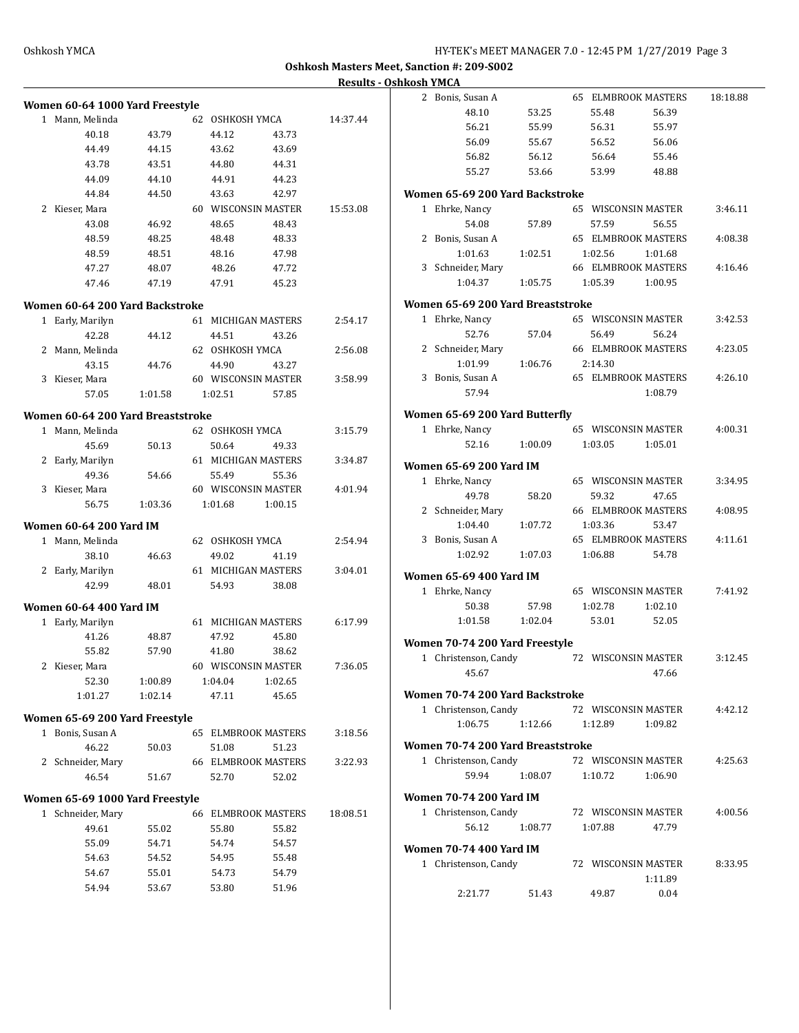**Oshkosh Masters Meet, Sanction #: 209-S002**

**Results - Oshkosh YMCA**

### Women 60-64 1000 Yard Freestyle

| Place | Name | Age | Team | Time |
|---|---|---|---|---|
| 1 | Mann, Melinda | 62 | OSHKOSH YMCA | 14:37.44 |
| | 40.18 / 43.79 / 44.12 / 43.73 | | | |
| | 44.49 / 44.15 / 43.62 / 43.69 | | | |
| | 43.78 / 43.51 / 44.80 / 44.31 | | | |
| | 44.09 / 44.10 / 44.91 / 44.23 | | | |
| | 44.84 / 44.50 / 43.63 / 42.97 | | | |
| 2 | Kieser, Mara | 60 | WISCONSIN MASTER | 15:53.08 |
| | 43.08 / 46.92 / 48.65 / 48.43 | | | |
| | 48.59 / 48.25 / 48.48 / 48.33 | | | |
| | 48.59 / 48.51 / 48.16 / 47.98 | | | |
| | 47.27 / 48.07 / 48.26 / 47.72 | | | |
| | 47.46 / 47.19 / 47.91 / 45.23 | | | |

### Women 60-64 200 Yard Backstroke

| Place | Name | Age | Team | Time |
|---|---|---|---|---|
| 1 | Early, Marilyn | 61 | MICHIGAN MASTERS | 2:54.17 |
| | 42.28 / 44.12 / 44.51 / 43.26 | | | |
| 2 | Mann, Melinda | 62 | OSHKOSH YMCA | 2:56.08 |
| | 43.15 / 44.76 / 44.90 / 43.27 | | | |
| 3 | Kieser, Mara | 60 | WISCONSIN MASTER | 3:58.99 |
| | 57.05 / 1:01.58 / 1:02.51 / 57.85 | | | |

### Women 60-64 200 Yard Breaststroke

| Place | Name | Age | Team | Time |
|---|---|---|---|---|
| 1 | Mann, Melinda | 62 | OSHKOSH YMCA | 3:15.79 |
| | 45.69 / 50.13 / 50.64 / 49.33 | | | |
| 2 | Early, Marilyn | 61 | MICHIGAN MASTERS | 3:34.87 |
| | 49.36 / 54.66 / 55.49 / 55.36 | | | |
| 3 | Kieser, Mara | 60 | WISCONSIN MASTER | 4:01.94 |
| | 56.75 / 1:03.36 / 1:01.68 / 1:00.15 | | | |

### Women 60-64 200 Yard IM

| Place | Name | Age | Team | Time |
|---|---|---|---|---|
| 1 | Mann, Melinda | 62 | OSHKOSH YMCA | 2:54.94 |
| | 38.10 / 46.63 / 49.02 / 41.19 | | | |
| 2 | Early, Marilyn | 61 | MICHIGAN MASTERS | 3:04.01 |
| | 42.99 / 48.01 / 54.93 / 38.08 | | | |

### Women 60-64 400 Yard IM

| Place | Name | Age | Team | Time |
|---|---|---|---|---|
| 1 | Early, Marilyn | 61 | MICHIGAN MASTERS | 6:17.99 |
| | 41.26 / 48.87 / 47.92 / 45.80 | | | |
| | 55.82 / 57.90 / 41.80 / 38.62 | | | |
| 2 | Kieser, Mara | 60 | WISCONSIN MASTER | 7:36.05 |
| | 52.30 / 1:00.89 / 1:04.04 / 1:02.65 | | | |
| | 1:01.27 / 1:02.14 / 47.11 / 45.65 | | | |

### Women 65-69 200 Yard Freestyle

| Place | Name | Age | Team | Time |
|---|---|---|---|---|
| 1 | Bonis, Susan A | 65 | ELMBROOK MASTERS | 3:18.56 |
| | 46.22 / 50.03 / 51.08 / 51.23 | | | |
| 2 | Schneider, Mary | 66 | ELMBROOK MASTERS | 3:22.93 |
| | 46.54 / 51.67 / 52.70 / 52.02 | | | |

### Women 65-69 1000 Yard Freestyle

| Place | Name | Age | Team | Time |
|---|---|---|---|---|
| 1 | Schneider, Mary | 66 | ELMBROOK MASTERS | 18:08.51 |
| | 49.61 / 55.02 / 55.80 / 55.82 | | | |
| | 55.09 / 54.71 / 54.74 / 54.57 | | | |
| | 54.63 / 54.52 / 54.95 / 55.48 | | | |
| | 54.67 / 55.01 / 54.73 / 54.79 | | | |
| | 54.94 / 53.67 / 53.80 / 51.96 | | | |
| 2 | Bonis, Susan A | 65 | ELMBROOK MASTERS | 18:18.88 |
| | 48.10 / 53.25 / 55.48 / 56.39 | | | |
| | 56.21 / 55.99 / 56.31 / 55.97 | | | |
| | 56.09 / 55.67 / 56.52 / 56.06 | | | |
| | 56.82 / 56.12 / 56.64 / 55.46 | | | |
| | 55.27 / 53.66 / 53.99 / 48.88 | | | |

### Women 65-69 200 Yard Backstroke

| Place | Name | Age | Team | Time |
|---|---|---|---|---|
| 1 | Ehrke, Nancy | 65 | WISCONSIN MASTER | 3:46.11 |
| | 54.08 / 57.89 / 57.59 / 56.55 | | | |
| 2 | Bonis, Susan A | 65 | ELMBROOK MASTERS | 4:08.38 |
| | 1:01.63 / 1:02.51 / 1:02.56 / 1:01.68 | | | |
| 3 | Schneider, Mary | 66 | ELMBROOK MASTERS | 4:16.46 |
| | 1:04.37 / 1:05.75 / 1:05.39 / 1:00.95 | | | |

### Women 65-69 200 Yard Breaststroke

| Place | Name | Age | Team | Time |
|---|---|---|---|---|
| 1 | Ehrke, Nancy | 65 | WISCONSIN MASTER | 3:42.53 |
| | 52.76 / 57.04 / 56.49 / 56.24 | | | |
| 2 | Schneider, Mary | 66 | ELMBROOK MASTERS | 4:23.05 |
| | 1:01.99 / 1:06.76 / 2:14.30 | | | |
| 3 | Bonis, Susan A | 65 | ELMBROOK MASTERS | 4:26.10 |
| | 57.94 / 1:08.79 | | | |

### Women 65-69 200 Yard Butterfly

| Place | Name | Age | Team | Time |
|---|---|---|---|---|
| 1 | Ehrke, Nancy | 65 | WISCONSIN MASTER | 4:00.31 |
| | 52.16 / 1:00.09 / 1:03.05 / 1:05.01 | | | |

### Women 65-69 200 Yard IM

| Place | Name | Age | Team | Time |
|---|---|---|---|---|
| 1 | Ehrke, Nancy | 65 | WISCONSIN MASTER | 3:34.95 |
| | 49.78 / 58.20 / 59.32 / 47.65 | | | |
| 2 | Schneider, Mary | 66 | ELMBROOK MASTERS | 4:08.95 |
| | 1:04.40 / 1:07.72 / 1:03.36 / 53.47 | | | |
| 3 | Bonis, Susan A | 65 | ELMBROOK MASTERS | 4:11.61 |
| | 1:02.92 / 1:07.03 / 1:06.88 / 54.78 | | | |

### Women 65-69 400 Yard IM

| Place | Name | Age | Team | Time |
|---|---|---|---|---|
| 1 | Ehrke, Nancy | 65 | WISCONSIN MASTER | 7:41.92 |
| | 50.38 / 57.98 / 1:02.78 / 1:02.10 | | | |
| | 1:01.58 / 1:02.04 / 53.01 / 52.05 | | | |

### Women 70-74 200 Yard Freestyle

| Place | Name | Age | Team | Time |
|---|---|---|---|---|
| 1 | Christenson, Candy | 72 | WISCONSIN MASTER | 3:12.45 |
| | 45.67 / 47.66 | | | |

### Women 70-74 200 Yard Backstroke

| Place | Name | Age | Team | Time |
|---|---|---|---|---|
| 1 | Christenson, Candy | 72 | WISCONSIN MASTER | 4:42.12 |
| | 1:06.75 / 1:12.66 / 1:12.89 / 1:09.82 | | | |

### Women 70-74 200 Yard Breaststroke

| Place | Name | Age | Team | Time |
|---|---|---|---|---|
| 1 | Christenson, Candy | 72 | WISCONSIN MASTER | 4:25.63 |
| | 59.94 / 1:08.07 / 1:10.72 / 1:06.90 | | | |

### Women 70-74 200 Yard IM

| Place | Name | Age | Team | Time |
|---|---|---|---|---|
| 1 | Christenson, Candy | 72 | WISCONSIN MASTER | 4:00.56 |
| | 56.12 / 1:08.77 / 1:07.88 / 47.79 | | | |

### Women 70-74 400 Yard IM

| Place | Name | Age | Team | Time |
|---|---|---|---|---|
| 1 | Christenson, Candy | 72 | WISCONSIN MASTER | 8:33.95 |
| | 1:11.89 | | | |
| | 2:21.77 / 51.43 / 49.87 / 0.04 | | | |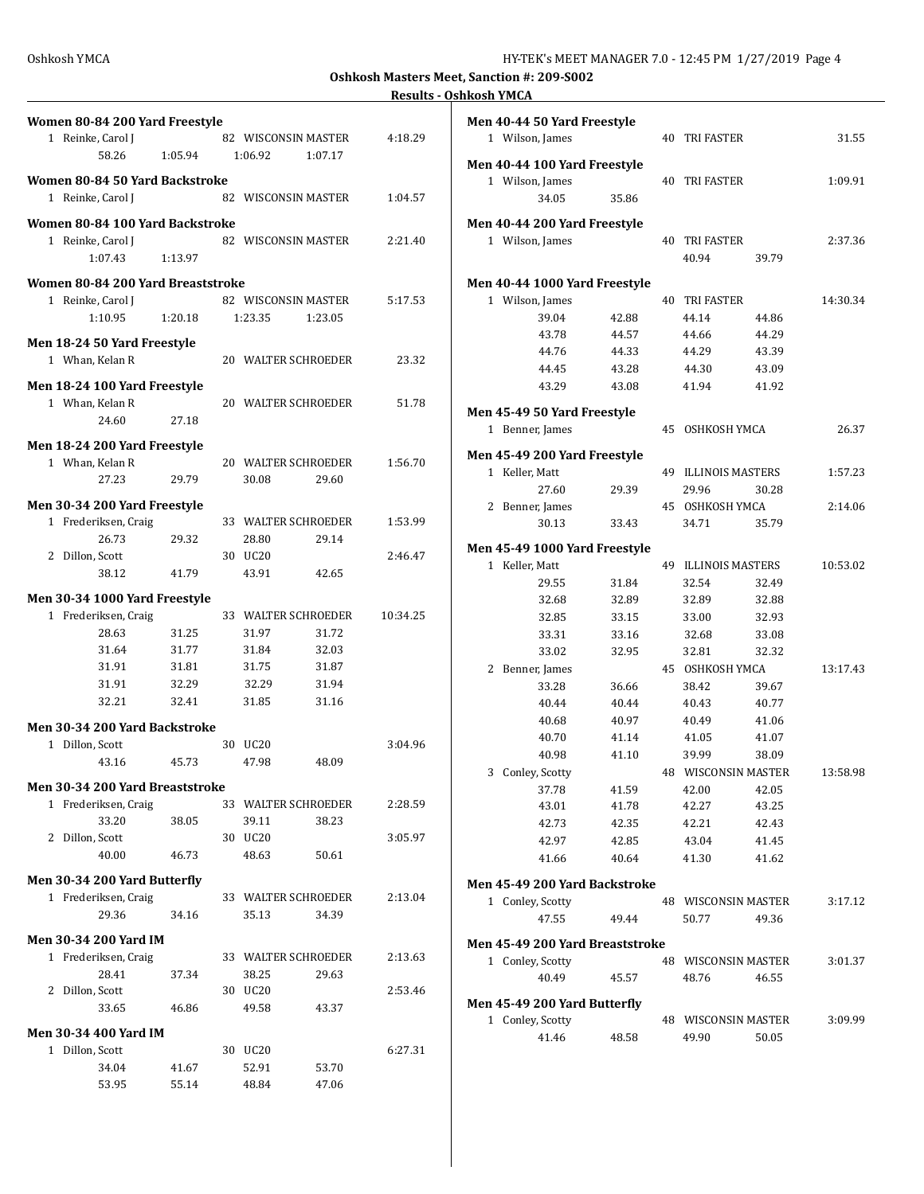**Oshkosh Masters Meet, Sanction #: 209-S002**

**Results - Oshkosh YMCA**

**Women 80-84 200 Yard Freestyle**

| Place | Name | Age | Team | Time |
|---|---|---|---|---|
| 1 | Reinke, Carol J | 82 | WISCONSIN MASTER | 4:18.29 |
| | 58.26 | 1:05.94 | 1:06.92 | 1:07.17 |

**Women 80-84 50 Yard Backstroke**

| Place | Name | Age | Team | Time |
|---|---|---|---|---|
| 1 | Reinke, Carol J | 82 | WISCONSIN MASTER | 1:04.57 |

**Women 80-84 100 Yard Backstroke**

| Place | Name | Age | Team | Time |
|---|---|---|---|---|
| 1 | Reinke, Carol J | 82 | WISCONSIN MASTER | 2:21.40 |
| | 1:07.43 | 1:13.97 | | |

**Women 80-84 200 Yard Breaststroke**

| Place | Name | Age | Team | Time |
|---|---|---|---|---|
| 1 | Reinke, Carol J | 82 | WISCONSIN MASTER | 5:17.53 |
| | 1:10.95 | 1:20.18 | 1:23.35 | 1:23.05 |

**Men 18-24 50 Yard Freestyle**

| Place | Name | Age | Team | Time |
|---|---|---|---|---|
| 1 | Whan, Kelan R | 20 | WALTER SCHROEDER | 23.32 |

**Men 18-24 100 Yard Freestyle**

| Place | Name | Age | Team | Time |
|---|---|---|---|---|
| 1 | Whan, Kelan R | 20 | WALTER SCHROEDER | 51.78 |
| | 24.60 | 27.18 | | |

**Men 18-24 200 Yard Freestyle**

| Place | Name | Age | Team | Time |
|---|---|---|---|---|
| 1 | Whan, Kelan R | 20 | WALTER SCHROEDER | 1:56.70 |
| | 27.23 | 29.79 | 30.08 | 29.60 |

**Men 30-34 200 Yard Freestyle**

| Place | Name | Age | Team | Time |
|---|---|---|---|---|
| 1 | Frederiksen, Craig | 33 | WALTER SCHROEDER | 1:53.99 |
| | 26.73 | 29.32 | 28.80 | 29.14 |
| 2 | Dillon, Scott | 30 | UC20 | 2:46.47 |
| | 38.12 | 41.79 | 43.91 | 42.65 |

**Men 30-34 1000 Yard Freestyle**

| Place | Name | Age | Team | Time |
|---|---|---|---|---|
| 1 | Frederiksen, Craig | 33 | WALTER SCHROEDER | 10:34.25 |
| | 28.63 | 31.25 | 31.97 | 31.72 |
| | 31.64 | 31.77 | 31.84 | 32.03 |
| | 31.91 | 31.81 | 31.75 | 31.87 |
| | 31.91 | 32.29 | 32.29 | 31.94 |
| | 32.21 | 32.41 | 31.85 | 31.16 |

**Men 30-34 200 Yard Backstroke**

| Place | Name | Age | Team | Time |
|---|---|---|---|---|
| 1 | Dillon, Scott | 30 | UC20 | 3:04.96 |
| | 43.16 | 45.73 | 47.98 | 48.09 |

**Men 30-34 200 Yard Breaststroke**

| Place | Name | Age | Team | Time |
|---|---|---|---|---|
| 1 | Frederiksen, Craig | 33 | WALTER SCHROEDER | 2:28.59 |
| | 33.20 | 38.05 | 39.11 | 38.23 |
| 2 | Dillon, Scott | 30 | UC20 | 3:05.97 |
| | 40.00 | 46.73 | 48.63 | 50.61 |

**Men 30-34 200 Yard Butterfly**

| Place | Name | Age | Team | Time |
|---|---|---|---|---|
| 1 | Frederiksen, Craig | 33 | WALTER SCHROEDER | 2:13.04 |
| | 29.36 | 34.16 | 35.13 | 34.39 |

**Men 30-34 200 Yard IM**

| Place | Name | Age | Team | Time |
|---|---|---|---|---|
| 1 | Frederiksen, Craig | 33 | WALTER SCHROEDER | 2:13.63 |
| | 28.41 | 37.34 | 38.25 | 29.63 |
| 2 | Dillon, Scott | 30 | UC20 | 2:53.46 |
| | 33.65 | 46.86 | 49.58 | 43.37 |

**Men 30-34 400 Yard IM**

| Place | Name | Age | Team | Time |
|---|---|---|---|---|
| 1 | Dillon, Scott | 30 | UC20 | 6:27.31 |
| | 34.04 | 41.67 | 52.91 | 53.70 |
| | 53.95 | 55.14 | 48.84 | 47.06 |

**Men 40-44 50 Yard Freestyle**

| Place | Name | Age | Team | Time |
|---|---|---|---|---|
| 1 | Wilson, James | 40 | TRI FASTER | 31.55 |

**Men 40-44 100 Yard Freestyle**

| Place | Name | Age | Team | Time |
|---|---|---|---|---|
| 1 | Wilson, James | 40 | TRI FASTER | 1:09.91 |
| | 34.05 | 35.86 | | |

**Men 40-44 200 Yard Freestyle**

| Place | Name | Age | Team | Time |
|---|---|---|---|---|
| 1 | Wilson, James | 40 | TRI FASTER | 2:37.36 |
| | | | 40.94 | 39.79 |

**Men 40-44 1000 Yard Freestyle**

| Place | Name | Age | Team | Time |
|---|---|---|---|---|
| 1 | Wilson, James | 40 | TRI FASTER | 14:30.34 |
| | 39.04 | 42.88 | 44.14 | 44.86 |
| | 43.78 | 44.57 | 44.66 | 44.29 |
| | 44.76 | 44.33 | 44.29 | 43.39 |
| | 44.45 | 43.28 | 44.30 | 43.09 |
| | 43.29 | 43.08 | 41.94 | 41.92 |

**Men 45-49 50 Yard Freestyle**

| Place | Name | Age | Team | Time |
|---|---|---|---|---|
| 1 | Benner, James | 45 | OSHKOSH YMCA | 26.37 |

**Men 45-49 200 Yard Freestyle**

| Place | Name | Age | Team | Time |
|---|---|---|---|---|
| 1 | Keller, Matt | 49 | ILLINOIS MASTERS | 1:57.23 |
| | 27.60 | 29.39 | 29.96 | 30.28 |
| 2 | Benner, James | 45 | OSHKOSH YMCA | 2:14.06 |
| | 30.13 | 33.43 | 34.71 | 35.79 |

**Men 45-49 1000 Yard Freestyle**

| Place | Name | Age | Team | Time |
|---|---|---|---|---|
| 1 | Keller, Matt | 49 | ILLINOIS MASTERS | 10:53.02 |
| | 29.55 | 31.84 | 32.54 | 32.49 |
| | 32.68 | 32.89 | 32.89 | 32.88 |
| | 32.85 | 33.15 | 33.00 | 32.93 |
| | 33.31 | 33.16 | 32.68 | 33.08 |
| | 33.02 | 32.95 | 32.81 | 32.32 |
| 2 | Benner, James | 45 | OSHKOSH YMCA | 13:17.43 |
| | 33.28 | 36.66 | 38.42 | 39.67 |
| | 40.44 | 40.44 | 40.43 | 40.77 |
| | 40.68 | 40.97 | 40.49 | 41.06 |
| | 40.70 | 41.14 | 41.05 | 41.07 |
| | 40.98 | 41.10 | 39.99 | 38.09 |
| 3 | Conley, Scotty | 48 | WISCONSIN MASTER | 13:58.98 |
| | 37.78 | 41.59 | 42.00 | 42.05 |
| | 43.01 | 41.78 | 42.27 | 43.25 |
| | 42.73 | 42.35 | 42.21 | 42.43 |
| | 42.97 | 42.85 | 43.04 | 41.45 |
| | 41.66 | 40.64 | 41.30 | 41.62 |

**Men 45-49 200 Yard Backstroke**

| Place | Name | Age | Team | Time |
|---|---|---|---|---|
| 1 | Conley, Scotty | 48 | WISCONSIN MASTER | 3:17.12 |
| | 47.55 | 49.44 | 50.77 | 49.36 |

**Men 45-49 200 Yard Breaststroke**

| Place | Name | Age | Team | Time |
|---|---|---|---|---|
| 1 | Conley, Scotty | 48 | WISCONSIN MASTER | 3:01.37 |
| | 40.49 | 45.57 | 48.76 | 46.55 |

**Men 45-49 200 Yard Butterfly**

| Place | Name | Age | Team | Time |
|---|---|---|---|---|
| 1 | Conley, Scotty | 48 | WISCONSIN MASTER | 3:09.99 |
| | 41.46 | 48.58 | 49.90 | 50.05 |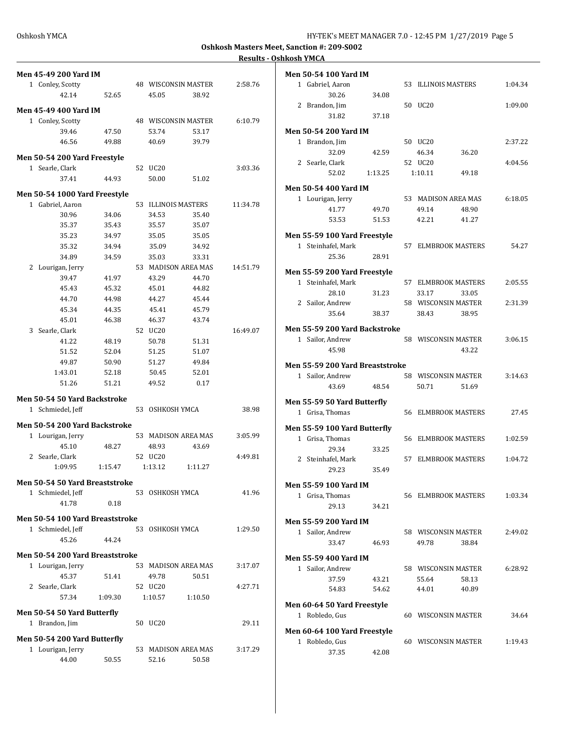**Oshkosh Masters Meet, Sanction #: 209-S002**

**Results - Oshkosh YMCA**

### Men 45-49 200 Yard IM

| Place | Name | Age | Team | Time |
|---|---|---|---|---|
| 1 | Conley, Scotty | 48 | WISCONSIN MASTER | 2:58.76 |
| | 42.14 52.65 45.05 38.92 | | | |

### Men 45-49 400 Yard IM

| Place | Name | Age | Team | Time |
|---|---|---|---|---|
| 1 | Conley, Scotty | 48 | WISCONSIN MASTER | 6:10.79 |
| | 39.46 47.50 53.74 53.17 | | | |
| | 46.56 49.88 40.69 39.79 | | | |

### Men 50-54 200 Yard Freestyle

| Place | Name | Age | Team | Time |
|---|---|---|---|---|
| 1 | Searle, Clark | 52 | UC20 | 3:03.36 |
| | 37.41 44.93 50.00 51.02 | | | |

### Men 50-54 1000 Yard Freestyle

| Place | Name | Age | Team | Time |
|---|---|---|---|---|
| 1 | Gabriel, Aaron | 53 | ILLINOIS MASTERS | 11:34.78 |
| | 30.96 34.06 34.53 35.40 | | | |
| | 35.37 35.43 35.57 35.07 | | | |
| | 35.23 34.97 35.05 35.05 | | | |
| | 35.32 34.94 35.09 34.92 | | | |
| | 34.89 34.59 35.03 33.31 | | | |
| 2 | Lourigan, Jerry | 53 | MADISON AREA MAS | 14:51.79 |
| | 39.47 41.97 43.29 44.70 | | | |
| | 45.43 45.32 45.01 44.82 | | | |
| | 44.70 44.98 44.27 45.44 | | | |
| | 45.34 44.35 45.41 45.79 | | | |
| | 45.01 46.38 46.37 43.74 | | | |
| 3 | Searle, Clark | 52 | UC20 | 16:49.07 |
| | 41.22 48.19 50.78 51.31 | | | |
| | 51.52 52.04 51.25 51.07 | | | |
| | 49.87 50.90 51.27 49.84 | | | |
| | 1:43.01 52.18 50.45 52.01 | | | |
| | 51.26 51.21 49.52 0.17 | | | |

### Men 50-54 50 Yard Backstroke

| Place | Name | Age | Team | Time |
|---|---|---|---|---|
| 1 | Schmiedel, Jeff | 53 | OSHKOSH YMCA | 38.98 |

### Men 50-54 200 Yard Backstroke

| Place | Name | Age | Team | Time |
|---|---|---|---|---|
| 1 | Lourigan, Jerry | 53 | MADISON AREA MAS | 3:05.99 |
| | 45.10 48.27 48.93 43.69 | | | |
| 2 | Searle, Clark | 52 | UC20 | 4:49.81 |
| | 1:09.95 1:15.47 1:13.12 1:11.27 | | | |

### Men 50-54 50 Yard Breaststroke

| Place | Name | Age | Team | Time |
|---|---|---|---|---|
| 1 | Schmiedel, Jeff | 53 | OSHKOSH YMCA | 41.96 |
| | 41.78 0.18 | | | |

### Men 50-54 100 Yard Breaststroke

| Place | Name | Age | Team | Time |
|---|---|---|---|---|
| 1 | Schmiedel, Jeff | 53 | OSHKOSH YMCA | 1:29.50 |
| | 45.26 44.24 | | | |

### Men 50-54 200 Yard Breaststroke

| Place | Name | Age | Team | Time |
|---|---|---|---|---|
| 1 | Lourigan, Jerry | 53 | MADISON AREA MAS | 3:17.07 |
| | 45.37 51.41 49.78 50.51 | | | |
| 2 | Searle, Clark | 52 | UC20 | 4:27.71 |
| | 57.34 1:09.30 1:10.57 1:10.50 | | | |

### Men 50-54 50 Yard Butterfly

| Place | Name | Age | Team | Time |
|---|---|---|---|---|
| 1 | Brandon, Jim | 50 | UC20 | 29.11 |

### Men 50-54 200 Yard Butterfly

| Place | Name | Age | Team | Time |
|---|---|---|---|---|
| 1 | Lourigan, Jerry | 53 | MADISON AREA MAS | 3:17.29 |
| | 44.00 50.55 52.16 50.58 | | | |

### Men 50-54 100 Yard IM

| Place | Name | Age | Team | Time |
|---|---|---|---|---|
| 1 | Gabriel, Aaron | 53 | ILLINOIS MASTERS | 1:04.34 |
| | 30.26 34.08 | | | |
| 2 | Brandon, Jim | 50 | UC20 | 1:09.00 |
| | 31.82 37.18 | | | |

### Men 50-54 200 Yard IM

| Place | Name | Age | Team | Time |
|---|---|---|---|---|
| 1 | Brandon, Jim | 50 | UC20 | 2:37.22 |
| | 32.09 42.59 46.34 36.20 | | | |
| 2 | Searle, Clark | 52 | UC20 | 4:04.56 |
| | 52.02 1:13.25 1:10.11 49.18 | | | |

### Men 50-54 400 Yard IM

| Place | Name | Age | Team | Time |
|---|---|---|---|---|
| 1 | Lourigan, Jerry | 53 | MADISON AREA MAS | 6:18.05 |
| | 41.77 49.70 49.14 48.90 | | | |
| | 53.53 51.53 42.21 41.27 | | | |

### Men 55-59 100 Yard Freestyle

| Place | Name | Age | Team | Time |
|---|---|---|---|---|
| 1 | Steinhafel, Mark | 57 | ELMBROOK MASTERS | 54.27 |
| | 25.36 28.91 | | | |

### Men 55-59 200 Yard Freestyle

| Place | Name | Age | Team | Time |
|---|---|---|---|---|
| 1 | Steinhafel, Mark | 57 | ELMBROOK MASTERS | 2:05.55 |
| | 28.10 31.23 33.17 33.05 | | | |
| 2 | Sailor, Andrew | 58 | WISCONSIN MASTER | 2:31.39 |
| | 35.64 38.37 38.43 38.95 | | | |

### Men 55-59 200 Yard Backstroke

| Place | Name | Age | Team | Time |
|---|---|---|---|---|
| 1 | Sailor, Andrew | 58 | WISCONSIN MASTER | 3:06.15 |
| | 45.98 43.22 | | | |

### Men 55-59 200 Yard Breaststroke

| Place | Name | Age | Team | Time |
|---|---|---|---|---|
| 1 | Sailor, Andrew | 58 | WISCONSIN MASTER | 3:14.63 |
| | 43.69 48.54 50.71 51.69 | | | |

### Men 55-59 50 Yard Butterfly

| Place | Name | Age | Team | Time |
|---|---|---|---|---|
| 1 | Grisa, Thomas | 56 | ELMBROOK MASTERS | 27.45 |

### Men 55-59 100 Yard Butterfly

| Place | Name | Age | Team | Time |
|---|---|---|---|---|
| 1 | Grisa, Thomas | 56 | ELMBROOK MASTERS | 1:02.59 |
| | 29.34 33.25 | | | |
| 2 | Steinhafel, Mark | 57 | ELMBROOK MASTERS | 1:04.72 |
| | 29.23 35.49 | | | |

### Men 55-59 100 Yard IM

| Place | Name | Age | Team | Time |
|---|---|---|---|---|
| 1 | Grisa, Thomas | 56 | ELMBROOK MASTERS | 1:03.34 |
| | 29.13 34.21 | | | |

### Men 55-59 200 Yard IM

| Place | Name | Age | Team | Time |
|---|---|---|---|---|
| 1 | Sailor, Andrew | 58 | WISCONSIN MASTER | 2:49.02 |
| | 33.47 46.93 49.78 38.84 | | | |

### Men 55-59 400 Yard IM

| Place | Name | Age | Team | Time |
|---|---|---|---|---|
| 1 | Sailor, Andrew | 58 | WISCONSIN MASTER | 6:28.92 |
| | 37.59 43.21 55.64 58.13 | | | |
| | 54.83 54.62 44.01 40.89 | | | |

### Men 60-64 50 Yard Freestyle

| Place | Name | Age | Team | Time |
|---|---|---|---|---|
| 1 | Robledo, Gus | 60 | WISCONSIN MASTER | 34.64 |

### Men 60-64 100 Yard Freestyle

| Place | Name | Age | Team | Time |
|---|---|---|---|---|
| 1 | Robledo, Gus | 60 | WISCONSIN MASTER | 1:19.43 |
| | 37.35 42.08 | | | |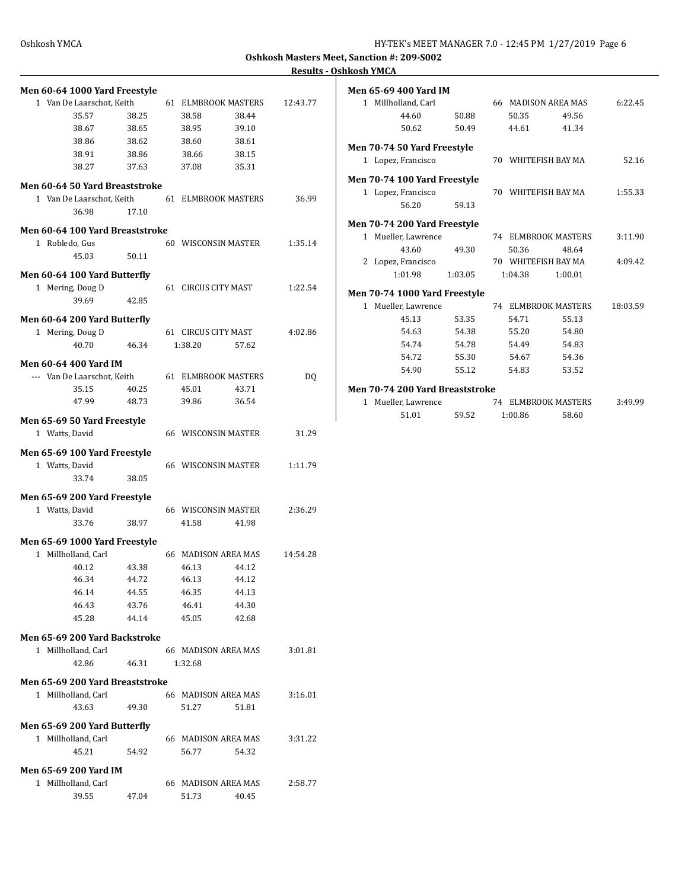Oshkosh Masters Meet, Sanction #: 209-S002

**Results - Oshkosh YMCA**

### Men 60-64 1000 Yard Freestyle

| | | | | | |
|---|---|---|---|---|---|
| 1 Van De Laarschot, Keith | | 61 ELMBROOK MASTERS | | 12:43.77 | |
| 35.57 | 38.25 | 38.58 | 38.44 | | |
| 38.67 | 38.65 | 38.95 | 39.10 | | |
| 38.86 | 38.62 | 38.60 | 38.61 | | |
| 38.91 | 38.86 | 38.66 | 38.15 | | |
| 38.27 | 37.63 | 37.08 | 35.31 | | |

### Men 60-64 50 Yard Breaststroke

| | | | |
|---|---|---|---|
| 1 Van De Laarschot, Keith | | 61 ELMBROOK MASTERS | 36.99 |
| 36.98 | 17.10 | | |

### Men 60-64 100 Yard Breaststroke

| | | | |
|---|---|---|---|
| 1 Robledo, Gus | | 60 WISCONSIN MASTER | 1:35.14 |
| 45.03 | 50.11 | | |

### Men 60-64 100 Yard Butterfly

| | | | |
|---|---|---|---|
| 1 Mering, Doug D | | 61 CIRCUS CITY MAST | 1:22.54 |
| 39.69 | 42.85 | | |

### Men 60-64 200 Yard Butterfly

| | | | | |
|---|---|---|---|---|
| 1 Mering, Doug D | | 61 CIRCUS CITY MAST | | 4:02.86 |
| 40.70 | 46.34 | 1:38.20 | 57.62 | |

### Men 60-64 400 Yard IM

| | | | | |
|---|---|---|---|---|
| --- Van De Laarschot, Keith | | 61 ELMBROOK MASTERS | | DQ |
| 35.15 | 40.25 | 45.01 | 43.71 | |
| 47.99 | 48.73 | 39.86 | 36.54 | |

### Men 65-69 50 Yard Freestyle

| | | |
|---|---|---|
| 1 Watts, David | 66 WISCONSIN MASTER | 31.29 |

### Men 65-69 100 Yard Freestyle

| | | | |
|---|---|---|---|
| 1 Watts, David | | 66 WISCONSIN MASTER | 1:11.79 |
| 33.74 | 38.05 | | |

### Men 65-69 200 Yard Freestyle

| | | | | |
|---|---|---|---|---|
| 1 Watts, David | | 66 WISCONSIN MASTER | | 2:36.29 |
| 33.76 | 38.97 | 41.58 | 41.98 | |

### Men 65-69 1000 Yard Freestyle

| | | | | |
|---|---|---|---|---|
| 1 Millholland, Carl | | 66 MADISON AREA MAS | | 14:54.28 |
| 40.12 | 43.38 | 46.13 | 44.12 | |
| 46.34 | 44.72 | 46.13 | 44.12 | |
| 46.14 | 44.55 | 46.35 | 44.13 | |
| 46.43 | 43.76 | 46.41 | 44.30 | |
| 45.28 | 44.14 | 45.05 | 42.68 | |

### Men 65-69 200 Yard Backstroke

| | | | |
|---|---|---|---|
| 1 Millholland, Carl | | 66 MADISON AREA MAS | 3:01.81 |
| 42.86 | 46.31 | 1:32.68 | |

### Men 65-69 200 Yard Breaststroke

| | | | | |
|---|---|---|---|---|
| 1 Millholland, Carl | | 66 MADISON AREA MAS | | 3:16.01 |
| 43.63 | 49.30 | 51.27 | 51.81 | |

### Men 65-69 200 Yard Butterfly

| | | | | |
|---|---|---|---|---|
| 1 Millholland, Carl | | 66 MADISON AREA MAS | | 3:31.22 |
| 45.21 | 54.92 | 56.77 | 54.32 | |

### Men 65-69 200 Yard IM

| | | | | |
|---|---|---|---|---|
| 1 Millholland, Carl | | 66 MADISON AREA MAS | | 2:58.77 |
| 39.55 | 47.04 | 51.73 | 40.45 | |

### Men 65-69 400 Yard IM

| | | | | |
|---|---|---|---|---|
| 1 Millholland, Carl | | 66 MADISON AREA MAS | | 6:22.45 |
| 44.60 | 50.88 | 50.35 | 49.56 | |
| 50.62 | 50.49 | 44.61 | 41.34 | |

### Men 70-74 50 Yard Freestyle

| | | |
|---|---|---|
| 1 Lopez, Francisco | 70 WHITEFISH BAY MA | 52.16 |

### Men 70-74 100 Yard Freestyle

| | | | |
|---|---|---|---|
| 1 Lopez, Francisco | | 70 WHITEFISH BAY MA | 1:55.33 |
| 56.20 | 59.13 | | |

### Men 70-74 200 Yard Freestyle

| | | | | |
|---|---|---|---|---|
| 1 Mueller, Lawrence | | 74 ELMBROOK MASTERS | | 3:11.90 |
| 43.60 | 49.30 | 50.36 | 48.64 | |
| 2 Lopez, Francisco | | 70 WHITEFISH BAY MA | | 4:09.42 |
| 1:01.98 | 1:03.05 | 1:04.38 | 1:00.01 | |

### Men 70-74 1000 Yard Freestyle

| | | | | |
|---|---|---|---|---|
| 1 Mueller, Lawrence | | 74 ELMBROOK MASTERS | | 18:03.59 |
| 45.13 | 53.35 | 54.71 | 55.13 | |
| 54.63 | 54.38 | 55.20 | 54.80 | |
| 54.74 | 54.78 | 54.49 | 54.83 | |
| 54.72 | 55.30 | 54.67 | 54.36 | |
| 54.90 | 55.12 | 54.83 | 53.52 | |

### Men 70-74 200 Yard Breaststroke

| | | | | |
|---|---|---|---|---|
| 1 Mueller, Lawrence | | 74 ELMBROOK MASTERS | | 3:49.99 |
| 51.01 | 59.52 | 1:00.86 | 58.60 | |